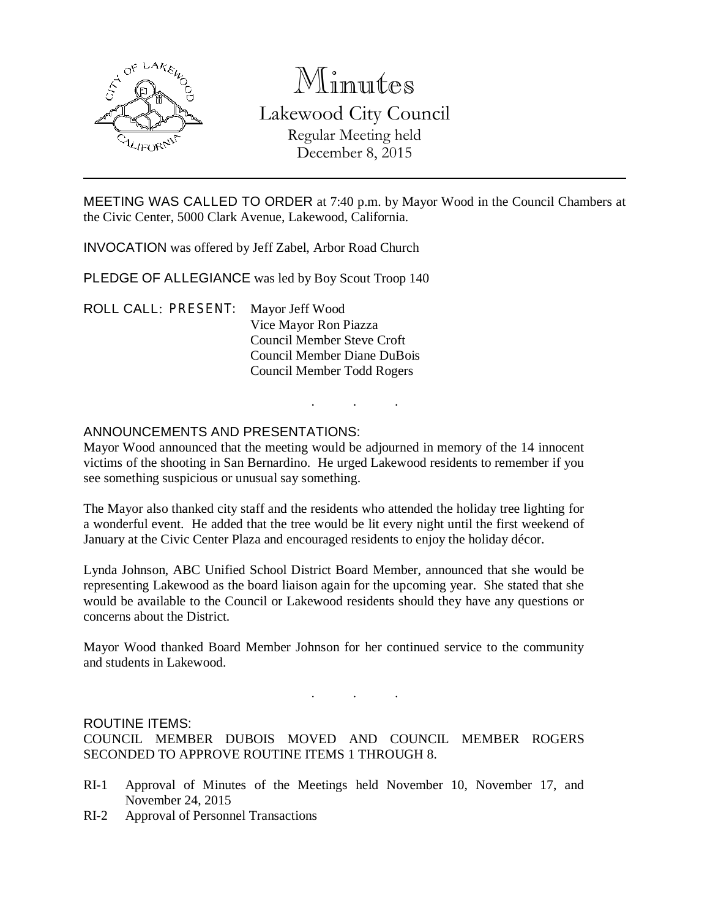# Minutes

## Lakewood City Council

Regular Meeting held
December 8, 2015

---

MEETING WAS CALLED TO ORDER at 7:40 p.m. by Mayor Wood in the Council Chambers at the Civic Center, 5000 Clark Avenue, Lakewood, California.

INVOCATION was offered by Jeff Zabel, Arbor Road Church

PLEDGE OF ALLEGIANCE was led by Boy Scout Troop 140

ROLL CALL: PRESENT: Mayor Jeff Wood
Vice Mayor Ron Piazza
Council Member Steve Croft
Council Member Diane DuBois
Council Member Todd Rogers

. . .

ANNOUNCEMENTS AND PRESENTATIONS:
Mayor Wood announced that the meeting would be adjourned in memory of the 14 innocent victims of the shooting in San Bernardino. He urged Lakewood residents to remember if you see something suspicious or unusual say something.

The Mayor also thanked city staff and the residents who attended the holiday tree lighting for a wonderful event. He added that the tree would be lit every night until the first weekend of January at the Civic Center Plaza and encouraged residents to enjoy the holiday décor.

Lynda Johnson, ABC Unified School District Board Member, announced that she would be representing Lakewood as the board liaison again for the upcoming year. She stated that she would be available to the Council or Lakewood residents should they have any questions or concerns about the District.

Mayor Wood thanked Board Member Johnson for her continued service to the community and students in Lakewood.

. . .

ROUTINE ITEMS:
COUNCIL MEMBER DUBOIS MOVED AND COUNCIL MEMBER ROGERS SECONDED TO APPROVE ROUTINE ITEMS 1 THROUGH 8.

RI-1 Approval of Minutes of the Meetings held November 10, November 17, and November 24, 2015
RI-2 Approval of Personnel Transactions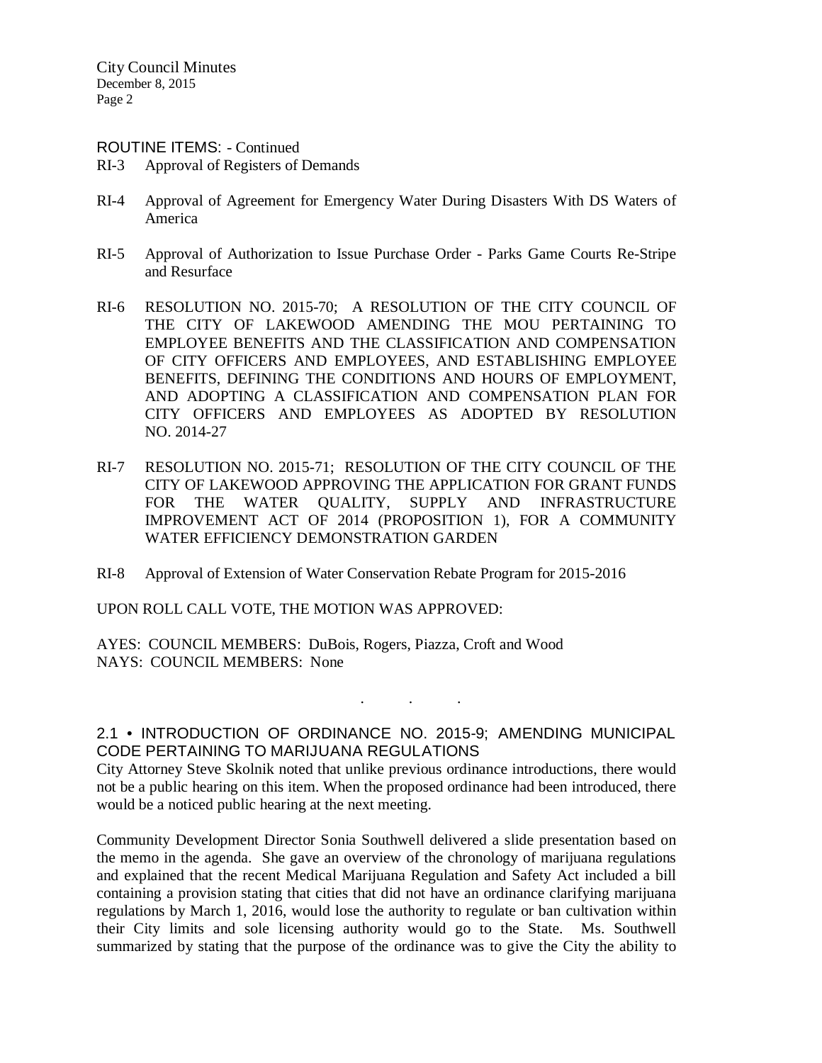ROUTINE ITEMS: - Continued

RI-3 Approval of Registers of Demands

RI-4 Approval of Agreement for Emergency Water During Disasters With DS Waters of America

RI-5 Approval of Authorization to Issue Purchase Order - Parks Game Courts Re-Stripe and Resurface

RI-6 RESOLUTION NO. 2015-70; A RESOLUTION OF THE CITY COUNCIL OF THE CITY OF LAKEWOOD AMENDING THE MOU PERTAINING TO EMPLOYEE BENEFITS AND THE CLASSIFICATION AND COMPENSATION OF CITY OFFICERS AND EMPLOYEES, AND ESTABLISHING EMPLOYEE BENEFITS, DEFINING THE CONDITIONS AND HOURS OF EMPLOYMENT, AND ADOPTING A CLASSIFICATION AND COMPENSATION PLAN FOR CITY OFFICERS AND EMPLOYEES AS ADOPTED BY RESOLUTION NO. 2014-27

RI-7 RESOLUTION NO. 2015-71; RESOLUTION OF THE CITY COUNCIL OF THE CITY OF LAKEWOOD APPROVING THE APPLICATION FOR GRANT FUNDS FOR THE WATER QUALITY, SUPPLY AND INFRASTRUCTURE IMPROVEMENT ACT OF 2014 (PROPOSITION 1), FOR A COMMUNITY WATER EFFICIENCY DEMONSTRATION GARDEN

RI-8 Approval of Extension of Water Conservation Rebate Program for 2015-2016

UPON ROLL CALL VOTE, THE MOTION WAS APPROVED:

AYES: COUNCIL MEMBERS: DuBois, Rogers, Piazza, Croft and Wood
NAYS: COUNCIL MEMBERS: None

. . .

## 2.1 • INTRODUCTION OF ORDINANCE NO. 2015-9; AMENDING MUNICIPAL CODE PERTAINING TO MARIJUANA REGULATIONS

City Attorney Steve Skolnik noted that unlike previous ordinance introductions, there would not be a public hearing on this item. When the proposed ordinance had been introduced, there would be a noticed public hearing at the next meeting.

Community Development Director Sonia Southwell delivered a slide presentation based on the memo in the agenda. She gave an overview of the chronology of marijuana regulations and explained that the recent Medical Marijuana Regulation and Safety Act included a bill containing a provision stating that cities that did not have an ordinance clarifying marijuana regulations by March 1, 2016, would lose the authority to regulate or ban cultivation within their City limits and sole licensing authority would go to the State. Ms. Southwell summarized by stating that the purpose of the ordinance was to give the City the ability to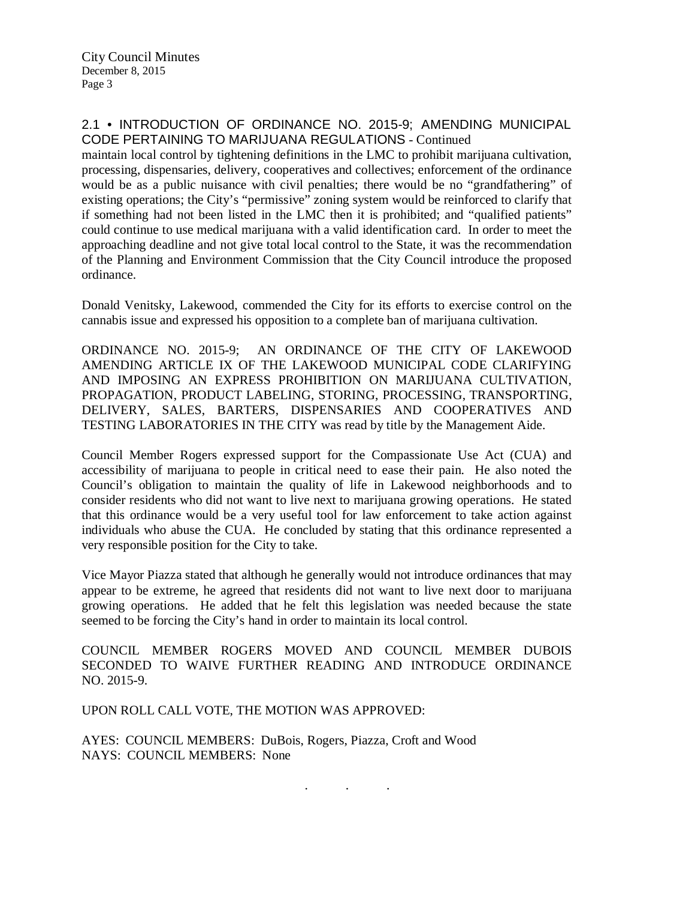## 2.1 • INTRODUCTION OF ORDINANCE NO. 2015-9; AMENDING MUNICIPAL CODE PERTAINING TO MARIJUANA REGULATIONS - Continued

maintain local control by tightening definitions in the LMC to prohibit marijuana cultivation, processing, dispensaries, delivery, cooperatives and collectives; enforcement of the ordinance would be as a public nuisance with civil penalties; there would be no "grandfathering" of existing operations; the City's "permissive" zoning system would be reinforced to clarify that if something had not been listed in the LMC then it is prohibited; and "qualified patients" could continue to use medical marijuana with a valid identification card. In order to meet the approaching deadline and not give total local control to the State, it was the recommendation of the Planning and Environment Commission that the City Council introduce the proposed ordinance.

Donald Venitsky, Lakewood, commended the City for its efforts to exercise control on the cannabis issue and expressed his opposition to a complete ban of marijuana cultivation.

ORDINANCE NO. 2015-9; AN ORDINANCE OF THE CITY OF LAKEWOOD AMENDING ARTICLE IX OF THE LAKEWOOD MUNICIPAL CODE CLARIFYING AND IMPOSING AN EXPRESS PROHIBITION ON MARIJUANA CULTIVATION, PROPAGATION, PRODUCT LABELING, STORING, PROCESSING, TRANSPORTING, DELIVERY, SALES, BARTERS, DISPENSARIES AND COOPERATIVES AND TESTING LABORATORIES IN THE CITY was read by title by the Management Aide.

Council Member Rogers expressed support for the Compassionate Use Act (CUA) and accessibility of marijuana to people in critical need to ease their pain. He also noted the Council's obligation to maintain the quality of life in Lakewood neighborhoods and to consider residents who did not want to live next to marijuana growing operations. He stated that this ordinance would be a very useful tool for law enforcement to take action against individuals who abuse the CUA. He concluded by stating that this ordinance represented a very responsible position for the City to take.

Vice Mayor Piazza stated that although he generally would not introduce ordinances that may appear to be extreme, he agreed that residents did not want to live next door to marijuana growing operations. He added that he felt this legislation was needed because the state seemed to be forcing the City's hand in order to maintain its local control.

COUNCIL MEMBER ROGERS MOVED AND COUNCIL MEMBER DUBOIS SECONDED TO WAIVE FURTHER READING AND INTRODUCE ORDINANCE NO. 2015-9.

UPON ROLL CALL VOTE, THE MOTION WAS APPROVED:

AYES: COUNCIL MEMBERS: DuBois, Rogers, Piazza, Croft and Wood
NAYS: COUNCIL MEMBERS: None

. . .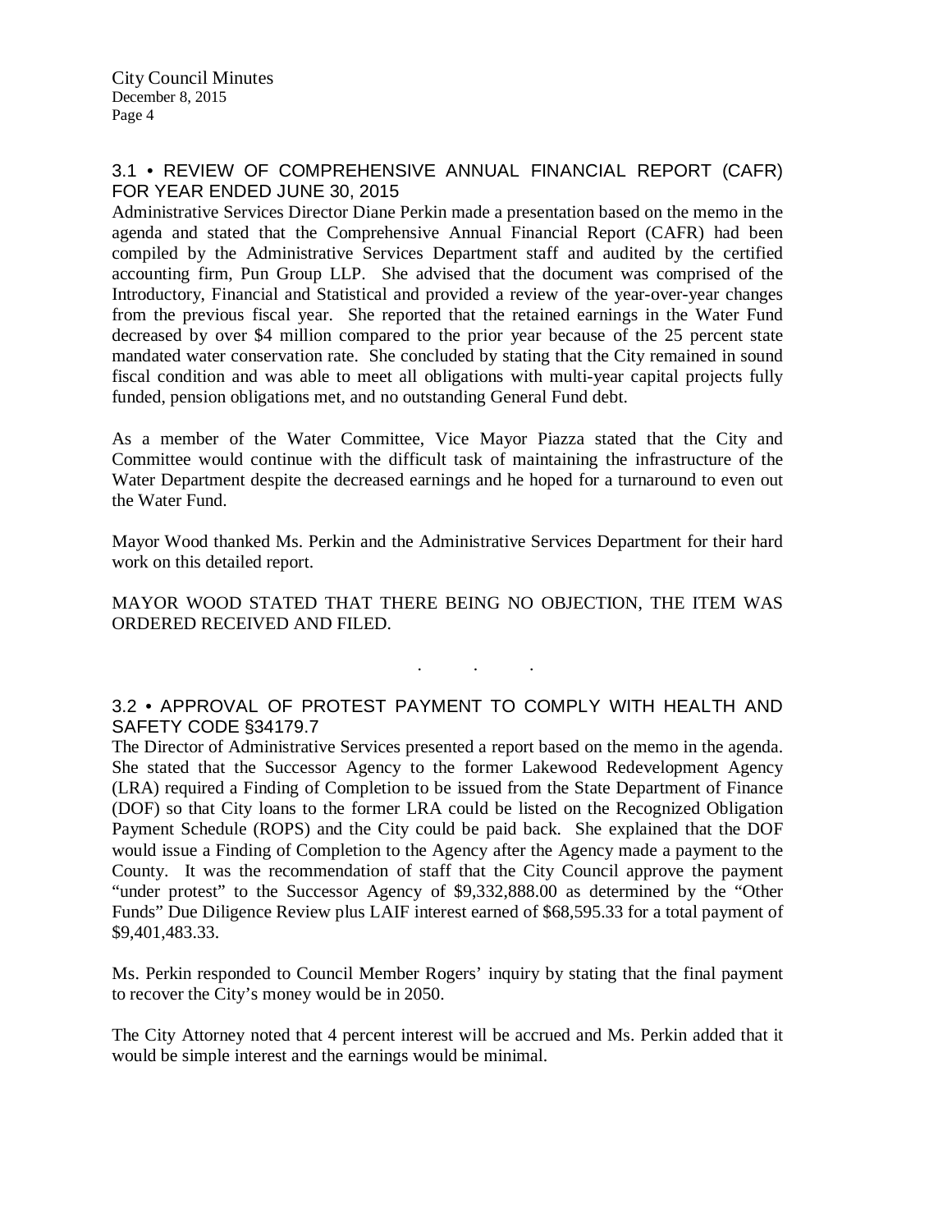## 3.1 • REVIEW OF COMPREHENSIVE ANNUAL FINANCIAL REPORT (CAFR) FOR YEAR ENDED JUNE 30, 2015

Administrative Services Director Diane Perkin made a presentation based on the memo in the agenda and stated that the Comprehensive Annual Financial Report (CAFR) had been compiled by the Administrative Services Department staff and audited by the certified accounting firm, Pun Group LLP. She advised that the document was comprised of the Introductory, Financial and Statistical and provided a review of the year-over-year changes from the previous fiscal year. She reported that the retained earnings in the Water Fund decreased by over $4 million compared to the prior year because of the 25 percent state mandated water conservation rate. She concluded by stating that the City remained in sound fiscal condition and was able to meet all obligations with multi-year capital projects fully funded, pension obligations met, and no outstanding General Fund debt.

As a member of the Water Committee, Vice Mayor Piazza stated that the City and Committee would continue with the difficult task of maintaining the infrastructure of the Water Department despite the decreased earnings and he hoped for a turnaround to even out the Water Fund.

Mayor Wood thanked Ms. Perkin and the Administrative Services Department for their hard work on this detailed report.

MAYOR WOOD STATED THAT THERE BEING NO OBJECTION, THE ITEM WAS ORDERED RECEIVED AND FILED.

. . .

## 3.2 • APPROVAL OF PROTEST PAYMENT TO COMPLY WITH HEALTH AND SAFETY CODE §34179.7

The Director of Administrative Services presented a report based on the memo in the agenda. She stated that the Successor Agency to the former Lakewood Redevelopment Agency (LRA) required a Finding of Completion to be issued from the State Department of Finance (DOF) so that City loans to the former LRA could be listed on the Recognized Obligation Payment Schedule (ROPS) and the City could be paid back. She explained that the DOF would issue a Finding of Completion to the Agency after the Agency made a payment to the County. It was the recommendation of staff that the City Council approve the payment "under protest" to the Successor Agency of $9,332,888.00 as determined by the "Other Funds" Due Diligence Review plus LAIF interest earned of $68,595.33 for a total payment of $9,401,483.33.

Ms. Perkin responded to Council Member Rogers' inquiry by stating that the final payment to recover the City's money would be in 2050.

The City Attorney noted that 4 percent interest will be accrued and Ms. Perkin added that it would be simple interest and the earnings would be minimal.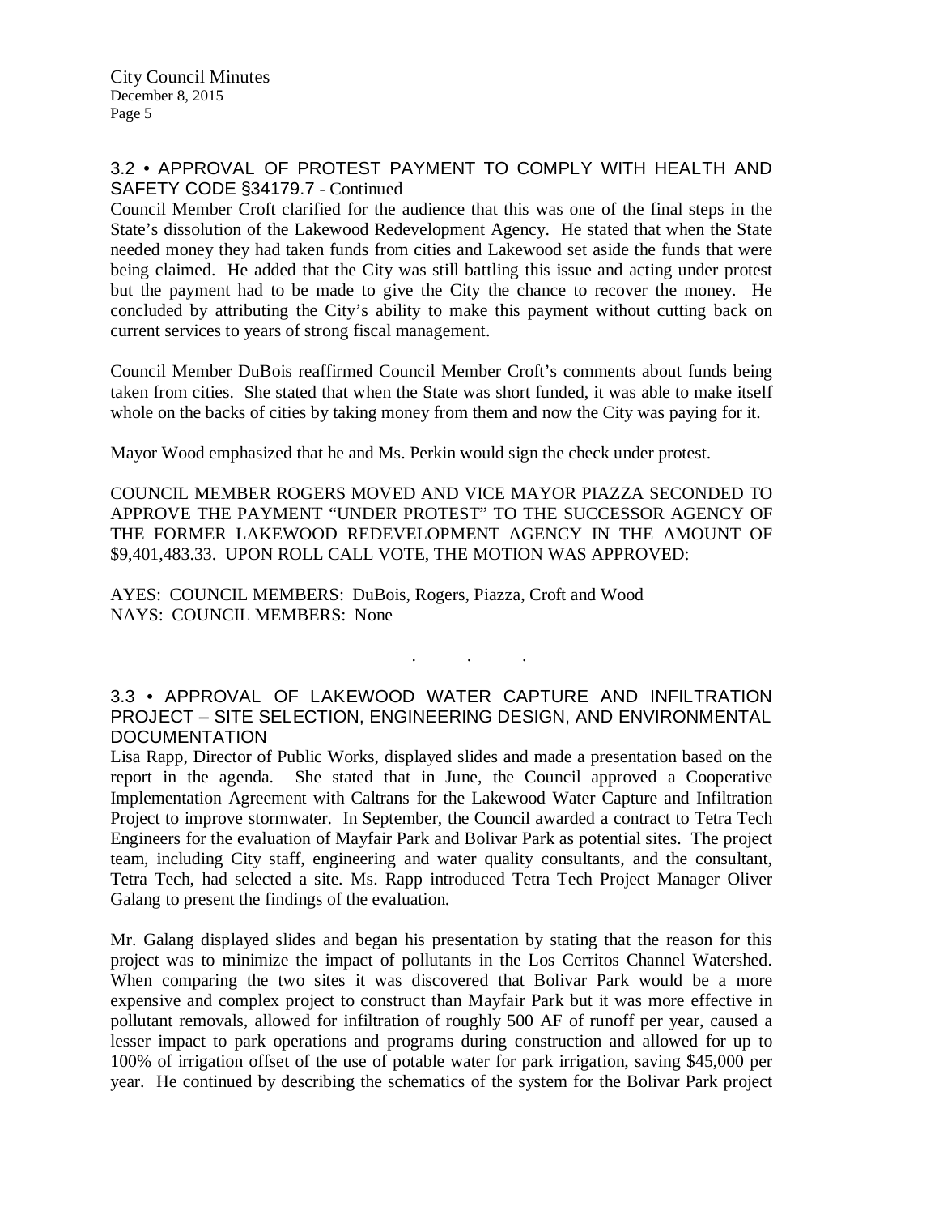### 3.2 • APPROVAL OF PROTEST PAYMENT TO COMPLY WITH HEALTH AND SAFETY CODE §34179.7 - Continued

Council Member Croft clarified for the audience that this was one of the final steps in the State's dissolution of the Lakewood Redevelopment Agency. He stated that when the State needed money they had taken funds from cities and Lakewood set aside the funds that were being claimed. He added that the City was still battling this issue and acting under protest but the payment had to be made to give the City the chance to recover the money. He concluded by attributing the City's ability to make this payment without cutting back on current services to years of strong fiscal management.

Council Member DuBois reaffirmed Council Member Croft's comments about funds being taken from cities. She stated that when the State was short funded, it was able to make itself whole on the backs of cities by taking money from them and now the City was paying for it.

Mayor Wood emphasized that he and Ms. Perkin would sign the check under protest.

COUNCIL MEMBER ROGERS MOVED AND VICE MAYOR PIAZZA SECONDED TO APPROVE THE PAYMENT "UNDER PROTEST" TO THE SUCCESSOR AGENCY OF THE FORMER LAKEWOOD REDEVELOPMENT AGENCY IN THE AMOUNT OF $9,401,483.33. UPON ROLL CALL VOTE, THE MOTION WAS APPROVED:

AYES: COUNCIL MEMBERS: DuBois, Rogers, Piazza, Croft and Wood
NAYS: COUNCIL MEMBERS: None

. . .

### 3.3 • APPROVAL OF LAKEWOOD WATER CAPTURE AND INFILTRATION PROJECT – SITE SELECTION, ENGINEERING DESIGN, AND ENVIRONMENTAL DOCUMENTATION

Lisa Rapp, Director of Public Works, displayed slides and made a presentation based on the report in the agenda. She stated that in June, the Council approved a Cooperative Implementation Agreement with Caltrans for the Lakewood Water Capture and Infiltration Project to improve stormwater. In September, the Council awarded a contract to Tetra Tech Engineers for the evaluation of Mayfair Park and Bolivar Park as potential sites. The project team, including City staff, engineering and water quality consultants, and the consultant, Tetra Tech, had selected a site. Ms. Rapp introduced Tetra Tech Project Manager Oliver Galang to present the findings of the evaluation.

Mr. Galang displayed slides and began his presentation by stating that the reason for this project was to minimize the impact of pollutants in the Los Cerritos Channel Watershed. When comparing the two sites it was discovered that Bolivar Park would be a more expensive and complex project to construct than Mayfair Park but it was more effective in pollutant removals, allowed for infiltration of roughly 500 AF of runoff per year, caused a lesser impact to park operations and programs during construction and allowed for up to 100% of irrigation offset of the use of potable water for park irrigation, saving $45,000 per year. He continued by describing the schematics of the system for the Bolivar Park project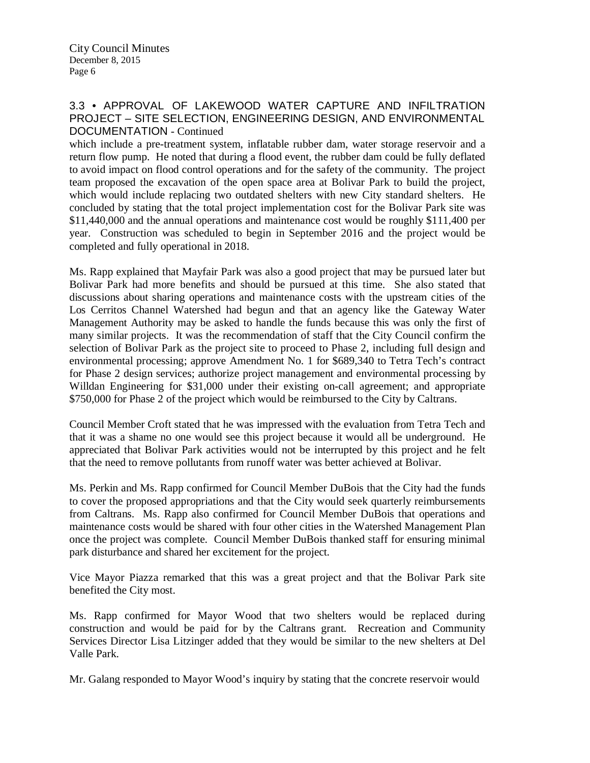### 3.3 • APPROVAL OF LAKEWOOD WATER CAPTURE AND INFILTRATION PROJECT – SITE SELECTION, ENGINEERING DESIGN, AND ENVIRONMENTAL DOCUMENTATION - Continued

which include a pre-treatment system, inflatable rubber dam, water storage reservoir and a return flow pump. He noted that during a flood event, the rubber dam could be fully deflated to avoid impact on flood control operations and for the safety of the community. The project team proposed the excavation of the open space area at Bolivar Park to build the project, which would include replacing two outdated shelters with new City standard shelters. He concluded by stating that the total project implementation cost for the Bolivar Park site was $11,440,000 and the annual operations and maintenance cost would be roughly $111,400 per year. Construction was scheduled to begin in September 2016 and the project would be completed and fully operational in 2018.

Ms. Rapp explained that Mayfair Park was also a good project that may be pursued later but Bolivar Park had more benefits and should be pursued at this time. She also stated that discussions about sharing operations and maintenance costs with the upstream cities of the Los Cerritos Channel Watershed had begun and that an agency like the Gateway Water Management Authority may be asked to handle the funds because this was only the first of many similar projects. It was the recommendation of staff that the City Council confirm the selection of Bolivar Park as the project site to proceed to Phase 2, including full design and environmental processing; approve Amendment No. 1 for $689,340 to Tetra Tech's contract for Phase 2 design services; authorize project management and environmental processing by Willdan Engineering for $31,000 under their existing on-call agreement; and appropriate $750,000 for Phase 2 of the project which would be reimbursed to the City by Caltrans.

Council Member Croft stated that he was impressed with the evaluation from Tetra Tech and that it was a shame no one would see this project because it would all be underground. He appreciated that Bolivar Park activities would not be interrupted by this project and he felt that the need to remove pollutants from runoff water was better achieved at Bolivar.

Ms. Perkin and Ms. Rapp confirmed for Council Member DuBois that the City had the funds to cover the proposed appropriations and that the City would seek quarterly reimbursements from Caltrans. Ms. Rapp also confirmed for Council Member DuBois that operations and maintenance costs would be shared with four other cities in the Watershed Management Plan once the project was complete. Council Member DuBois thanked staff for ensuring minimal park disturbance and shared her excitement for the project.

Vice Mayor Piazza remarked that this was a great project and that the Bolivar Park site benefited the City most.

Ms. Rapp confirmed for Mayor Wood that two shelters would be replaced during construction and would be paid for by the Caltrans grant. Recreation and Community Services Director Lisa Litzinger added that they would be similar to the new shelters at Del Valle Park.

Mr. Galang responded to Mayor Wood's inquiry by stating that the concrete reservoir would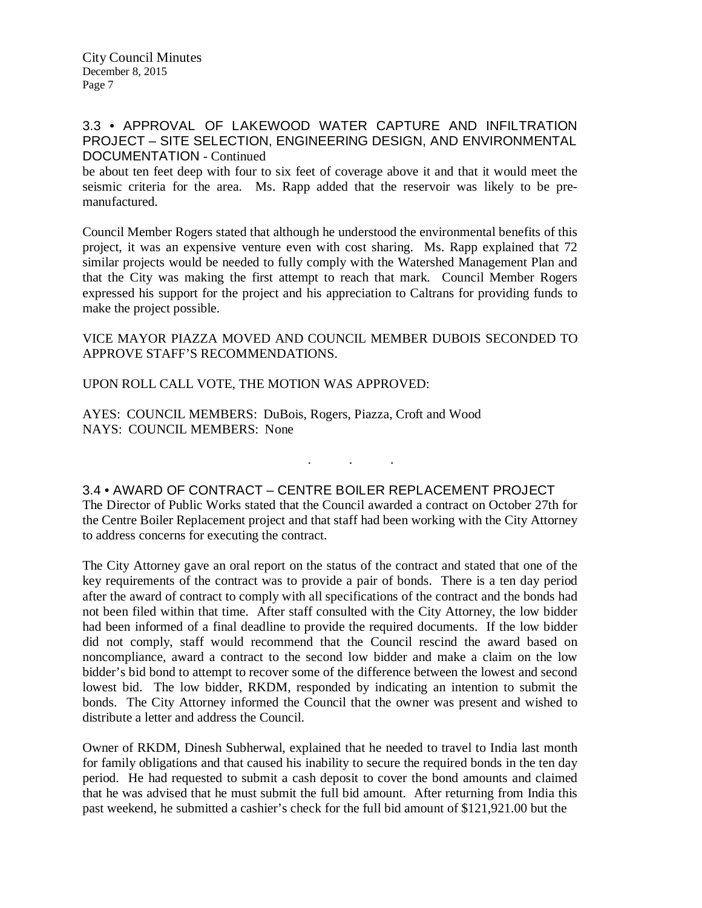### 3.3 • APPROVAL OF LAKEWOOD WATER CAPTURE AND INFILTRATION PROJECT – SITE SELECTION, ENGINEERING DESIGN, AND ENVIRONMENTAL DOCUMENTATION - Continued

be about ten feet deep with four to six feet of coverage above it and that it would meet the seismic criteria for the area. Ms. Rapp added that the reservoir was likely to be pre-manufactured.

Council Member Rogers stated that although he understood the environmental benefits of this project, it was an expensive venture even with cost sharing. Ms. Rapp explained that 72 similar projects would be needed to fully comply with the Watershed Management Plan and that the City was making the first attempt to reach that mark. Council Member Rogers expressed his support for the project and his appreciation to Caltrans for providing funds to make the project possible.

VICE MAYOR PIAZZA MOVED AND COUNCIL MEMBER DUBOIS SECONDED TO APPROVE STAFF'S RECOMMENDATIONS.

UPON ROLL CALL VOTE, THE MOTION WAS APPROVED:

AYES: COUNCIL MEMBERS: DuBois, Rogers, Piazza, Croft and Wood
NAYS: COUNCIL MEMBERS: None

. . .

### 3.4 • AWARD OF CONTRACT – CENTRE BOILER REPLACEMENT PROJECT

The Director of Public Works stated that the Council awarded a contract on October 27th for the Centre Boiler Replacement project and that staff had been working with the City Attorney to address concerns for executing the contract.

The City Attorney gave an oral report on the status of the contract and stated that one of the key requirements of the contract was to provide a pair of bonds. There is a ten day period after the award of contract to comply with all specifications of the contract and the bonds had not been filed within that time. After staff consulted with the City Attorney, the low bidder had been informed of a final deadline to provide the required documents. If the low bidder did not comply, staff would recommend that the Council rescind the award based on noncompliance, award a contract to the second low bidder and make a claim on the low bidder's bid bond to attempt to recover some of the difference between the lowest and second lowest bid. The low bidder, RKDM, responded by indicating an intention to submit the bonds. The City Attorney informed the Council that the owner was present and wished to distribute a letter and address the Council.

Owner of RKDM, Dinesh Subherwal, explained that he needed to travel to India last month for family obligations and that caused his inability to secure the required bonds in the ten day period. He had requested to submit a cash deposit to cover the bond amounts and claimed that he was advised that he must submit the full bid amount. After returning from India this past weekend, he submitted a cashier's check for the full bid amount of $121,921.00 but the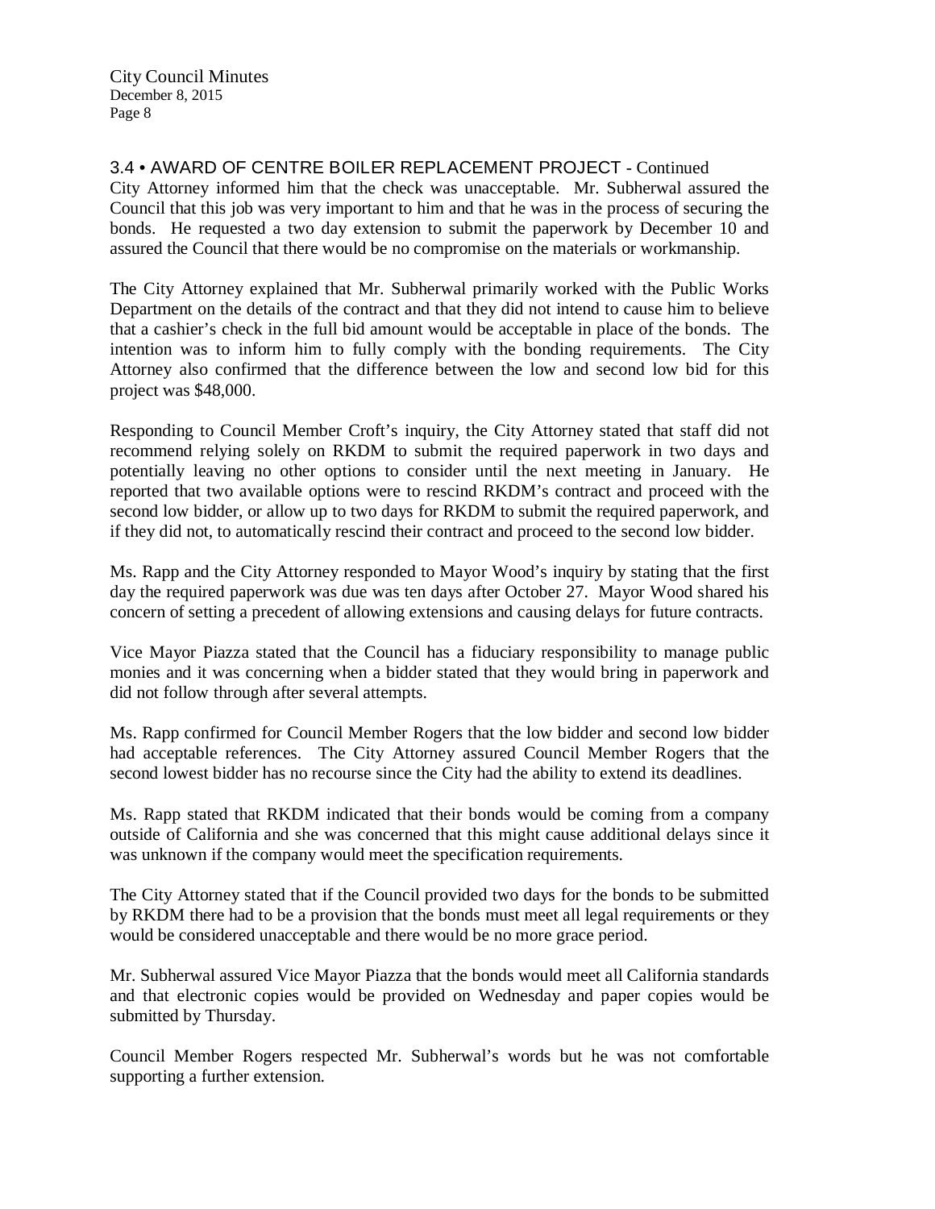### 3.4 • AWARD OF CENTRE BOILER REPLACEMENT PROJECT - Continued

City Attorney informed him that the check was unacceptable. Mr. Subherwal assured the Council that this job was very important to him and that he was in the process of securing the bonds. He requested a two day extension to submit the paperwork by December 10 and assured the Council that there would be no compromise on the materials or workmanship.

The City Attorney explained that Mr. Subherwal primarily worked with the Public Works Department on the details of the contract and that they did not intend to cause him to believe that a cashier's check in the full bid amount would be acceptable in place of the bonds. The intention was to inform him to fully comply with the bonding requirements. The City Attorney also confirmed that the difference between the low and second low bid for this project was $48,000.

Responding to Council Member Croft's inquiry, the City Attorney stated that staff did not recommend relying solely on RKDM to submit the required paperwork in two days and potentially leaving no other options to consider until the next meeting in January. He reported that two available options were to rescind RKDM's contract and proceed with the second low bidder, or allow up to two days for RKDM to submit the required paperwork, and if they did not, to automatically rescind their contract and proceed to the second low bidder.

Ms. Rapp and the City Attorney responded to Mayor Wood's inquiry by stating that the first day the required paperwork was due was ten days after October 27. Mayor Wood shared his concern of setting a precedent of allowing extensions and causing delays for future contracts.

Vice Mayor Piazza stated that the Council has a fiduciary responsibility to manage public monies and it was concerning when a bidder stated that they would bring in paperwork and did not follow through after several attempts.

Ms. Rapp confirmed for Council Member Rogers that the low bidder and second low bidder had acceptable references. The City Attorney assured Council Member Rogers that the second lowest bidder has no recourse since the City had the ability to extend its deadlines.

Ms. Rapp stated that RKDM indicated that their bonds would be coming from a company outside of California and she was concerned that this might cause additional delays since it was unknown if the company would meet the specification requirements.

The City Attorney stated that if the Council provided two days for the bonds to be submitted by RKDM there had to be a provision that the bonds must meet all legal requirements or they would be considered unacceptable and there would be no more grace period.

Mr. Subherwal assured Vice Mayor Piazza that the bonds would meet all California standards and that electronic copies would be provided on Wednesday and paper copies would be submitted by Thursday.

Council Member Rogers respected Mr. Subherwal's words but he was not comfortable supporting a further extension.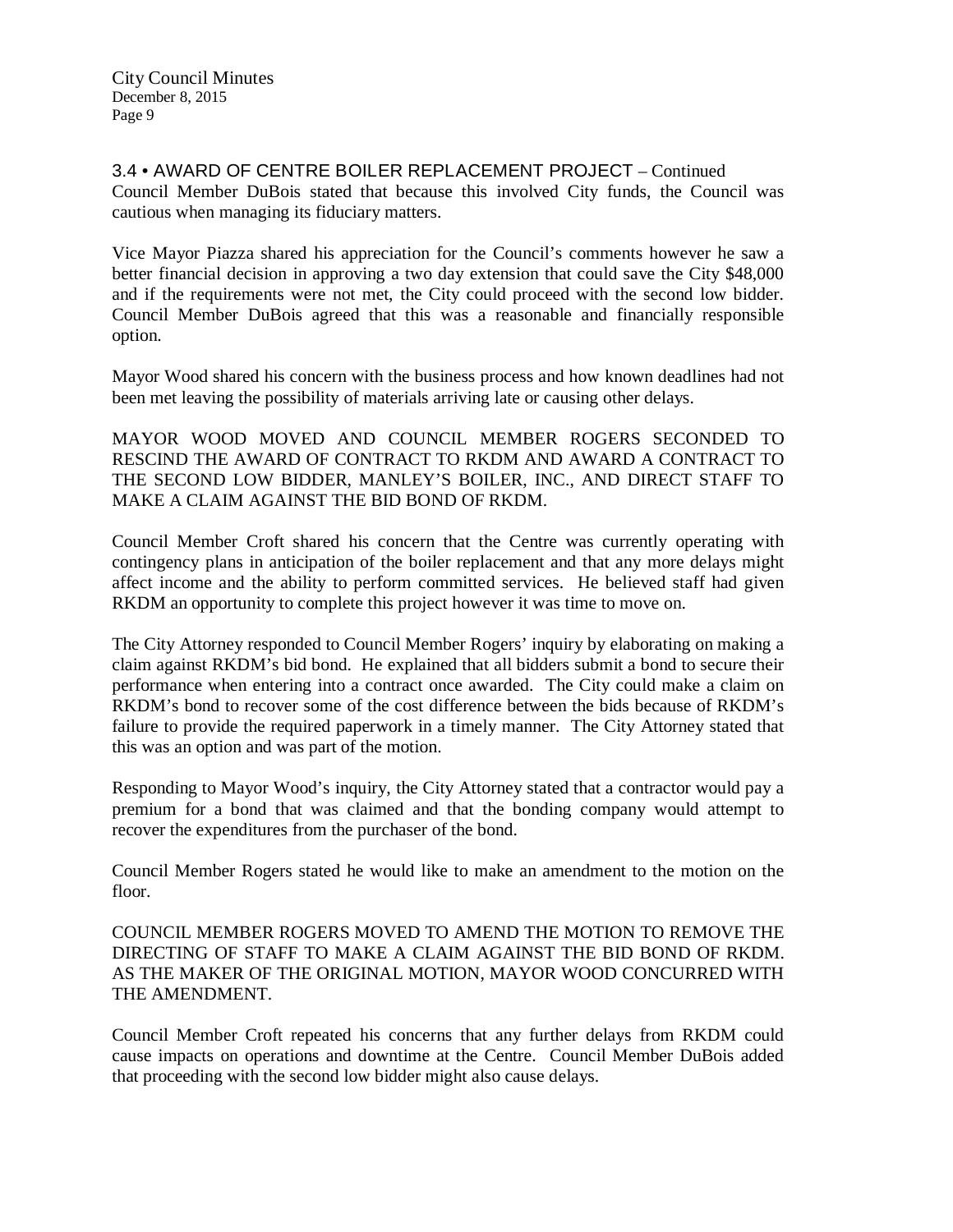### 3.4 • AWARD OF CENTRE BOILER REPLACEMENT PROJECT – Continued

Council Member DuBois stated that because this involved City funds, the Council was cautious when managing its fiduciary matters.

Vice Mayor Piazza shared his appreciation for the Council's comments however he saw a better financial decision in approving a two day extension that could save the City $48,000 and if the requirements were not met, the City could proceed with the second low bidder. Council Member DuBois agreed that this was a reasonable and financially responsible option.

Mayor Wood shared his concern with the business process and how known deadlines had not been met leaving the possibility of materials arriving late or causing other delays.

MAYOR WOOD MOVED AND COUNCIL MEMBER ROGERS SECONDED TO RESCIND THE AWARD OF CONTRACT TO RKDM AND AWARD A CONTRACT TO THE SECOND LOW BIDDER, MANLEY'S BOILER, INC., AND DIRECT STAFF TO MAKE A CLAIM AGAINST THE BID BOND OF RKDM.

Council Member Croft shared his concern that the Centre was currently operating with contingency plans in anticipation of the boiler replacement and that any more delays might affect income and the ability to perform committed services. He believed staff had given RKDM an opportunity to complete this project however it was time to move on.

The City Attorney responded to Council Member Rogers' inquiry by elaborating on making a claim against RKDM's bid bond. He explained that all bidders submit a bond to secure their performance when entering into a contract once awarded. The City could make a claim on RKDM's bond to recover some of the cost difference between the bids because of RKDM's failure to provide the required paperwork in a timely manner. The City Attorney stated that this was an option and was part of the motion.

Responding to Mayor Wood's inquiry, the City Attorney stated that a contractor would pay a premium for a bond that was claimed and that the bonding company would attempt to recover the expenditures from the purchaser of the bond.

Council Member Rogers stated he would like to make an amendment to the motion on the floor.

COUNCIL MEMBER ROGERS MOVED TO AMEND THE MOTION TO REMOVE THE DIRECTING OF STAFF TO MAKE A CLAIM AGAINST THE BID BOND OF RKDM. AS THE MAKER OF THE ORIGINAL MOTION, MAYOR WOOD CONCURRED WITH THE AMENDMENT.

Council Member Croft repeated his concerns that any further delays from RKDM could cause impacts on operations and downtime at the Centre. Council Member DuBois added that proceeding with the second low bidder might also cause delays.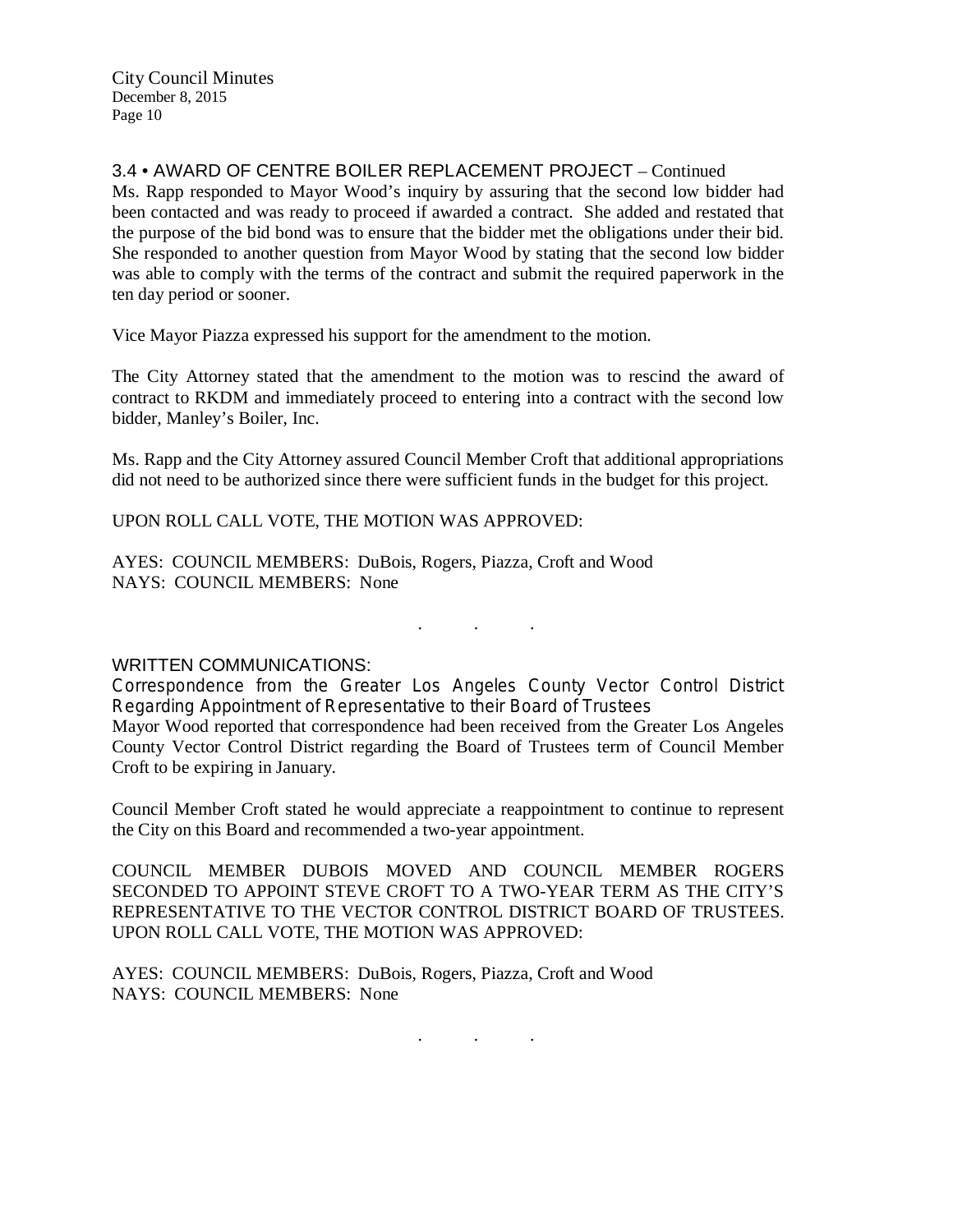### 3.4 • AWARD OF CENTRE BOILER REPLACEMENT PROJECT – Continued

Ms. Rapp responded to Mayor Wood's inquiry by assuring that the second low bidder had been contacted and was ready to proceed if awarded a contract. She added and restated that the purpose of the bid bond was to ensure that the bidder met the obligations under their bid. She responded to another question from Mayor Wood by stating that the second low bidder was able to comply with the terms of the contract and submit the required paperwork in the ten day period or sooner.

Vice Mayor Piazza expressed his support for the amendment to the motion.

The City Attorney stated that the amendment to the motion was to rescind the award of contract to RKDM and immediately proceed to entering into a contract with the second low bidder, Manley's Boiler, Inc.

Ms. Rapp and the City Attorney assured Council Member Croft that additional appropriations did not need to be authorized since there were sufficient funds in the budget for this project.

UPON ROLL CALL VOTE, THE MOTION WAS APPROVED:

AYES: COUNCIL MEMBERS: DuBois, Rogers, Piazza, Croft and Wood
NAYS: COUNCIL MEMBERS: None

. . .

### WRITTEN COMMUNICATIONS:

**Correspondence from the Greater Los Angeles County Vector Control District Regarding Appointment of Representative to their Board of Trustees**

Mayor Wood reported that correspondence had been received from the Greater Los Angeles County Vector Control District regarding the Board of Trustees term of Council Member Croft to be expiring in January.

Council Member Croft stated he would appreciate a reappointment to continue to represent the City on this Board and recommended a two-year appointment.

COUNCIL MEMBER DUBOIS MOVED AND COUNCIL MEMBER ROGERS SECONDED TO APPOINT STEVE CROFT TO A TWO-YEAR TERM AS THE CITY'S REPRESENTATIVE TO THE VECTOR CONTROL DISTRICT BOARD OF TRUSTEES. UPON ROLL CALL VOTE, THE MOTION WAS APPROVED:

AYES: COUNCIL MEMBERS: DuBois, Rogers, Piazza, Croft and Wood
NAYS: COUNCIL MEMBERS: None

. . .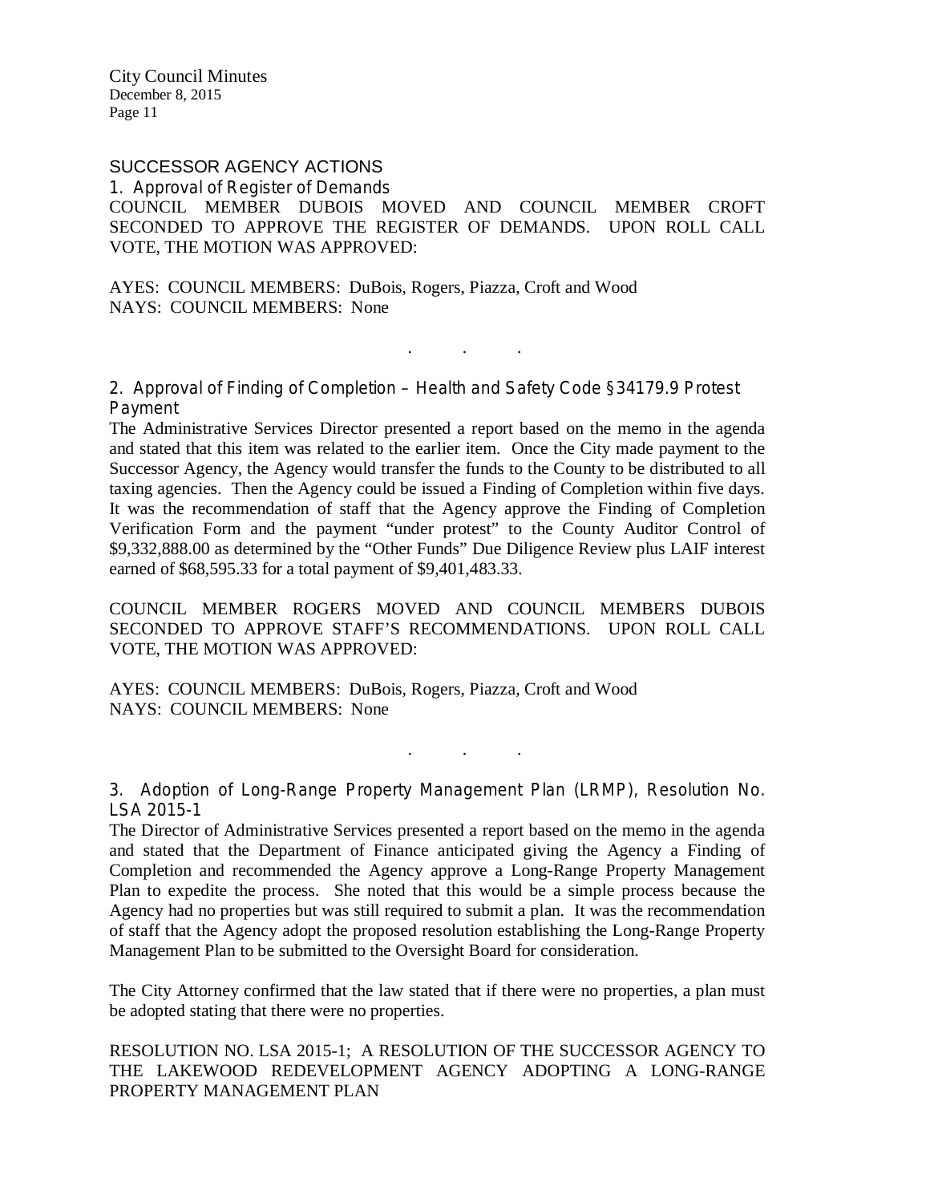## SUCCESSOR AGENCY ACTIONS

### 1. Approval of Register of Demands

COUNCIL MEMBER DUBOIS MOVED AND COUNCIL MEMBER CROFT SECONDED TO APPROVE THE REGISTER OF DEMANDS. UPON ROLL CALL VOTE, THE MOTION WAS APPROVED:

AYES: COUNCIL MEMBERS: DuBois, Rogers, Piazza, Croft and Wood
NAYS: COUNCIL MEMBERS: None

. . .

### 2. Approval of Finding of Completion – Health and Safety Code §34179.9 Protest Payment

The Administrative Services Director presented a report based on the memo in the agenda and stated that this item was related to the earlier item. Once the City made payment to the Successor Agency, the Agency would transfer the funds to the County to be distributed to all taxing agencies. Then the Agency could be issued a Finding of Completion within five days. It was the recommendation of staff that the Agency approve the Finding of Completion Verification Form and the payment "under protest" to the County Auditor Control of $9,332,888.00 as determined by the "Other Funds" Due Diligence Review plus LAIF interest earned of $68,595.33 for a total payment of $9,401,483.33.

COUNCIL MEMBER ROGERS MOVED AND COUNCIL MEMBERS DUBOIS SECONDED TO APPROVE STAFF'S RECOMMENDATIONS. UPON ROLL CALL VOTE, THE MOTION WAS APPROVED:

AYES: COUNCIL MEMBERS: DuBois, Rogers, Piazza, Croft and Wood
NAYS: COUNCIL MEMBERS: None

. . .

### 3. Adoption of Long-Range Property Management Plan (LRMP), Resolution No. LSA 2015-1

The Director of Administrative Services presented a report based on the memo in the agenda and stated that the Department of Finance anticipated giving the Agency a Finding of Completion and recommended the Agency approve a Long-Range Property Management Plan to expedite the process. She noted that this would be a simple process because the Agency had no properties but was still required to submit a plan. It was the recommendation of staff that the Agency adopt the proposed resolution establishing the Long-Range Property Management Plan to be submitted to the Oversight Board for consideration.

The City Attorney confirmed that the law stated that if there were no properties, a plan must be adopted stating that there were no properties.

RESOLUTION NO. LSA 2015-1; A RESOLUTION OF THE SUCCESSOR AGENCY TO THE LAKEWOOD REDEVELOPMENT AGENCY ADOPTING A LONG-RANGE PROPERTY MANAGEMENT PLAN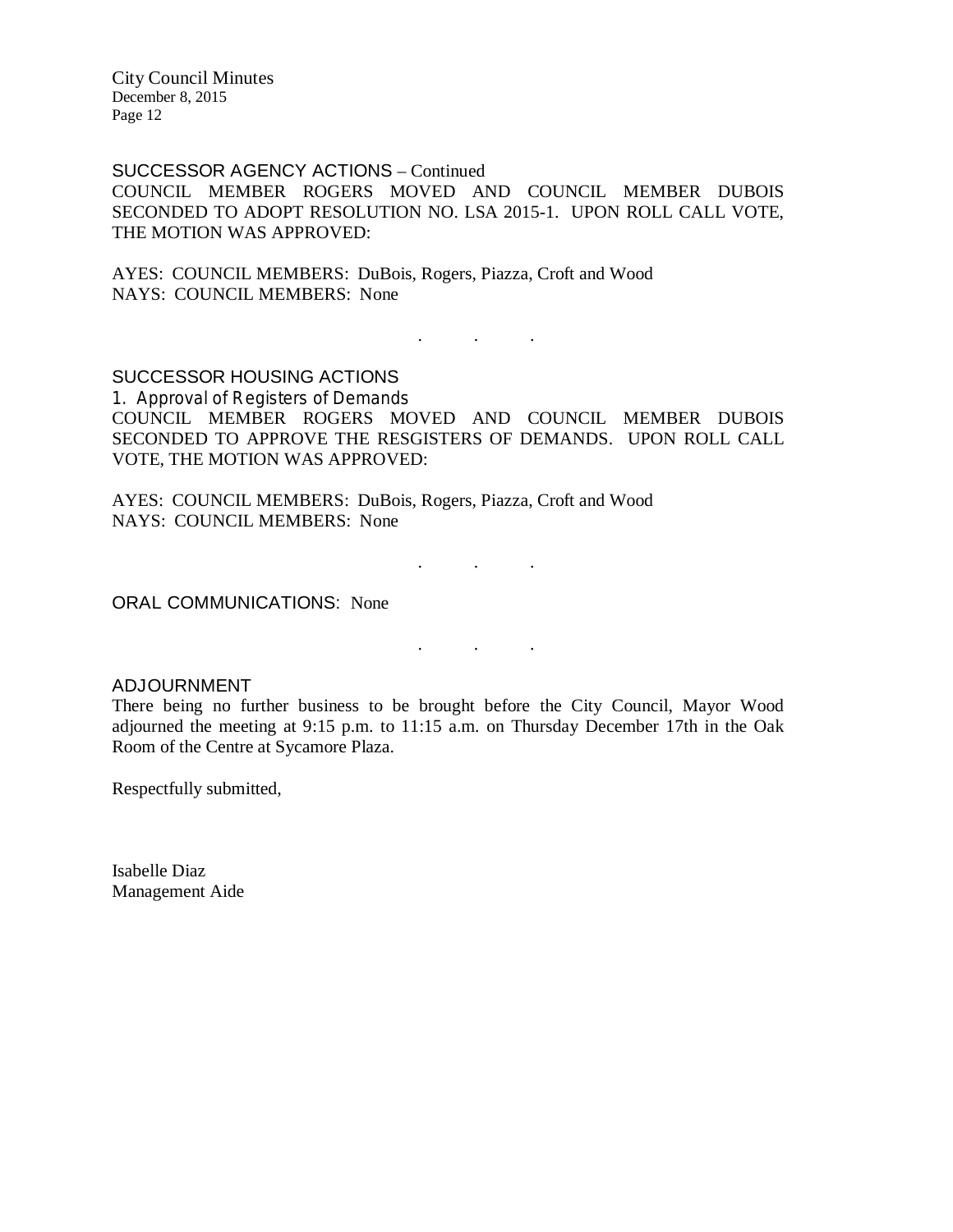## SUCCESSOR AGENCY ACTIONS – Continued

COUNCIL MEMBER ROGERS MOVED AND COUNCIL MEMBER DUBOIS SECONDED TO ADOPT RESOLUTION NO. LSA 2015-1. UPON ROLL CALL VOTE, THE MOTION WAS APPROVED:

AYES: COUNCIL MEMBERS: DuBois, Rogers, Piazza, Croft and Wood
NAYS: COUNCIL MEMBERS: None

. . .

## SUCCESSOR HOUSING ACTIONS

### 1. Approval of Registers of Demands

COUNCIL MEMBER ROGERS MOVED AND COUNCIL MEMBER DUBOIS SECONDED TO APPROVE THE RESGISTERS OF DEMANDS. UPON ROLL CALL VOTE, THE MOTION WAS APPROVED:

AYES: COUNCIL MEMBERS: DuBois, Rogers, Piazza, Croft and Wood
NAYS: COUNCIL MEMBERS: None

. . .

## ORAL COMMUNICATIONS: None

. . .

## ADJOURNMENT

There being no further business to be brought before the City Council, Mayor Wood adjourned the meeting at 9:15 p.m. to 11:15 a.m. on Thursday December 17th in the Oak Room of the Centre at Sycamore Plaza.

Respectfully submitted,

Isabelle Diaz
Management Aide